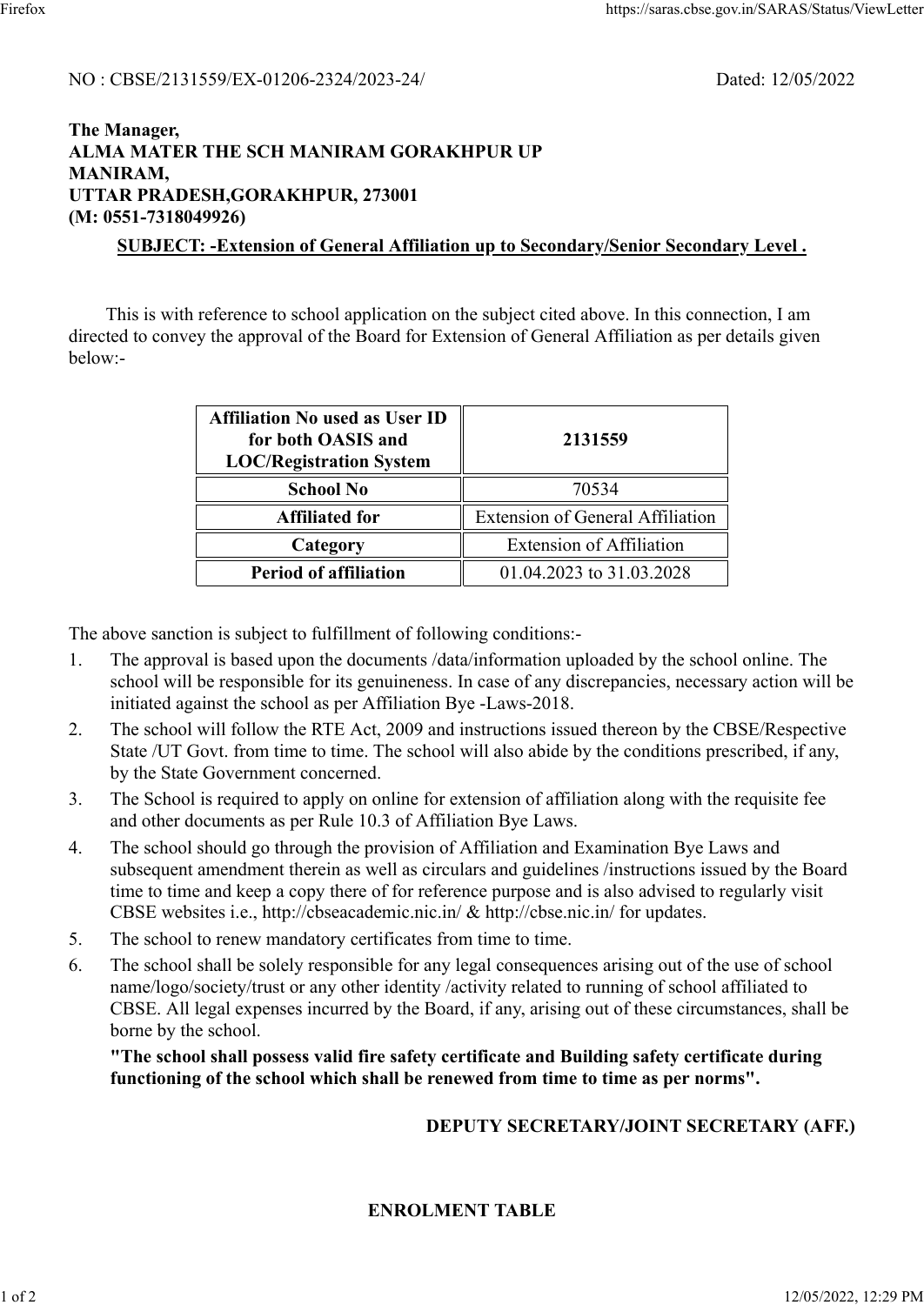NO : CBSE/2131559/EX-01206-2324/2023-24/ Dated: 12/05/2022

**The Manager,**
**ALMA MATER THE SCH MANIRAM GORAKHPUR UP**
**MANIRAM,**
**UTTAR PRADESH,GORAKHPUR, 273001**
**(M: 0551-7318049926)**

**SUBJECT: -Extension of General Affiliation up to Secondary/Senior Secondary Level .**

This is with reference to school application on the subject cited above. In this connection, I am directed to convey the approval of the Board for Extension of General Affiliation as per details given below:-

| **Affiliation No used as User ID for both OASIS and LOC/Registration System** | **2131559** |
|---|---|
| **School No** | 70534 |
| **Affiliated for** | Extension of General Affiliation |
| **Category** | Extension of Affiliation |
| **Period of affiliation** | 01.04.2023 to 31.03.2028 |

The above sanction is subject to fulfillment of following conditions:-

1. The approval is based upon the documents /data/information uploaded by the school online. The school will be responsible for its genuineness. In case of any discrepancies, necessary action will be initiated against the school as per Affiliation Bye -Laws-2018.
2. The school will follow the RTE Act, 2009 and instructions issued thereon by the CBSE/Respective State /UT Govt. from time to time. The school will also abide by the conditions prescribed, if any, by the State Government concerned.
3. The School is required to apply on online for extension of affiliation along with the requisite fee and other documents as per Rule 10.3 of Affiliation Bye Laws.
4. The school should go through the provision of Affiliation and Examination Bye Laws and subsequent amendment therein as well as circulars and guidelines /instructions issued by the Board time to time and keep a copy there of for reference purpose and is also advised to regularly visit CBSE websites i.e., http://cbseacademic.nic.in/ & http://cbse.nic.in/ for updates.
5. The school to renew mandatory certificates from time to time.
6. The school shall be solely responsible for any legal consequences arising out of the use of school name/logo/society/trust or any other identity /activity related to running of school affiliated to CBSE. All legal expenses incurred by the Board, if any, arising out of these circumstances, shall be borne by the school.

   **"The school shall possess valid fire safety certificate and Building safety certificate during functioning of the school which shall be renewed from time to time as per norms".**

**DEPUTY SECRETARY/JOINT SECRETARY (AFF.)**

**ENROLMENT TABLE**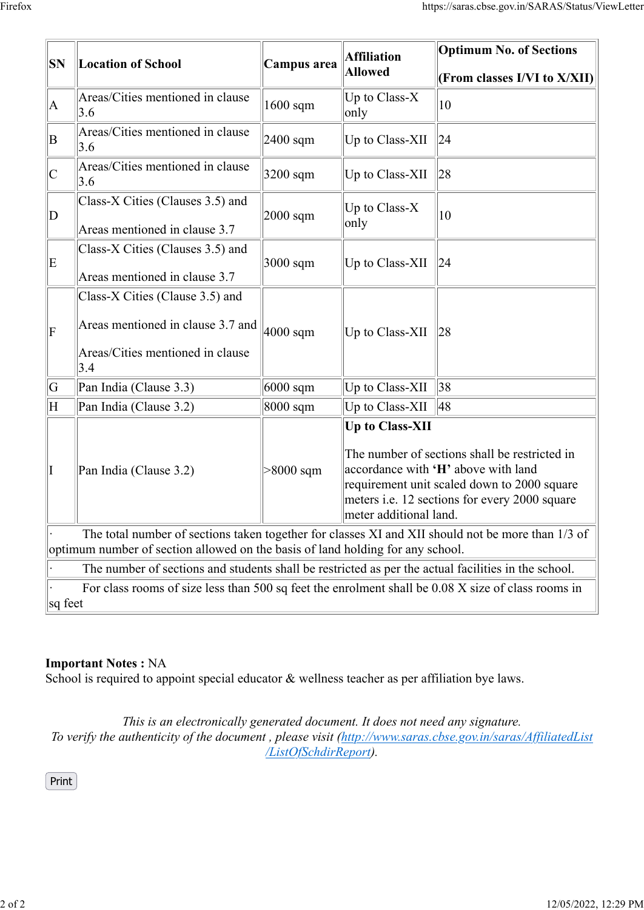| SN | Location of School | Campus area | Affiliation Allowed | Optimum No. of Sections (From classes I/VI to X/XII) |
|---|---|---|---|---|
| A | Areas/Cities mentioned in clause 3.6 | 1600 sqm | Up to Class-X only | 10 |
| B | Areas/Cities mentioned in clause 3.6 | 2400 sqm | Up to Class-XII | 24 |
| C | Areas/Cities mentioned in clause 3.6 | 3200 sqm | Up to Class-XII | 28 |
| D | Class-X Cities (Clauses 3.5) and Areas mentioned in clause 3.7 | 2000 sqm | Up to Class-X only | 10 |
| E | Class-X Cities (Clauses 3.5) and Areas mentioned in clause 3.7 | 3000 sqm | Up to Class-XII | 24 |
| F | Class-X Cities (Clause 3.5) and Areas mentioned in clause 3.7 and Areas/Cities mentioned in clause 3.4 | 4000 sqm | Up to Class-XII | 28 |
| G | Pan India (Clause 3.3) | 6000 sqm | Up to Class-XII | 38 |
| H | Pan India (Clause 3.2) | 8000 sqm | Up to Class-XII | 48 |
| I | Pan India (Clause 3.2) | >8000 sqm | **Up to Class-XII** The number of sections shall be restricted in accordance with **'H'** above with land requirement unit scaled down to 2000 square meters i.e. 12 sections for every 2000 square meter additional land. | |
| · The total number of sections taken together for classes XI and XII should not be more than 1/3 of optimum number of section allowed on the basis of land holding for any school. | | | | |
| · The number of sections and students shall be restricted as per the actual facilities in the school. | | | | |
| · For class rooms of size less than 500 sq feet the enrolment shall be 0.08 X size of class rooms in sq feet | | | | |

**Important Notes :** NA
School is required to appoint special educator & wellness teacher as per affiliation bye laws.

*This is an electronically generated document. It does not need any signature.*
*To verify the authenticity of the document , please visit (http://www.saras.cbse.gov.in/saras/AffiliatedList/ListOfSchdirReport).*

Print